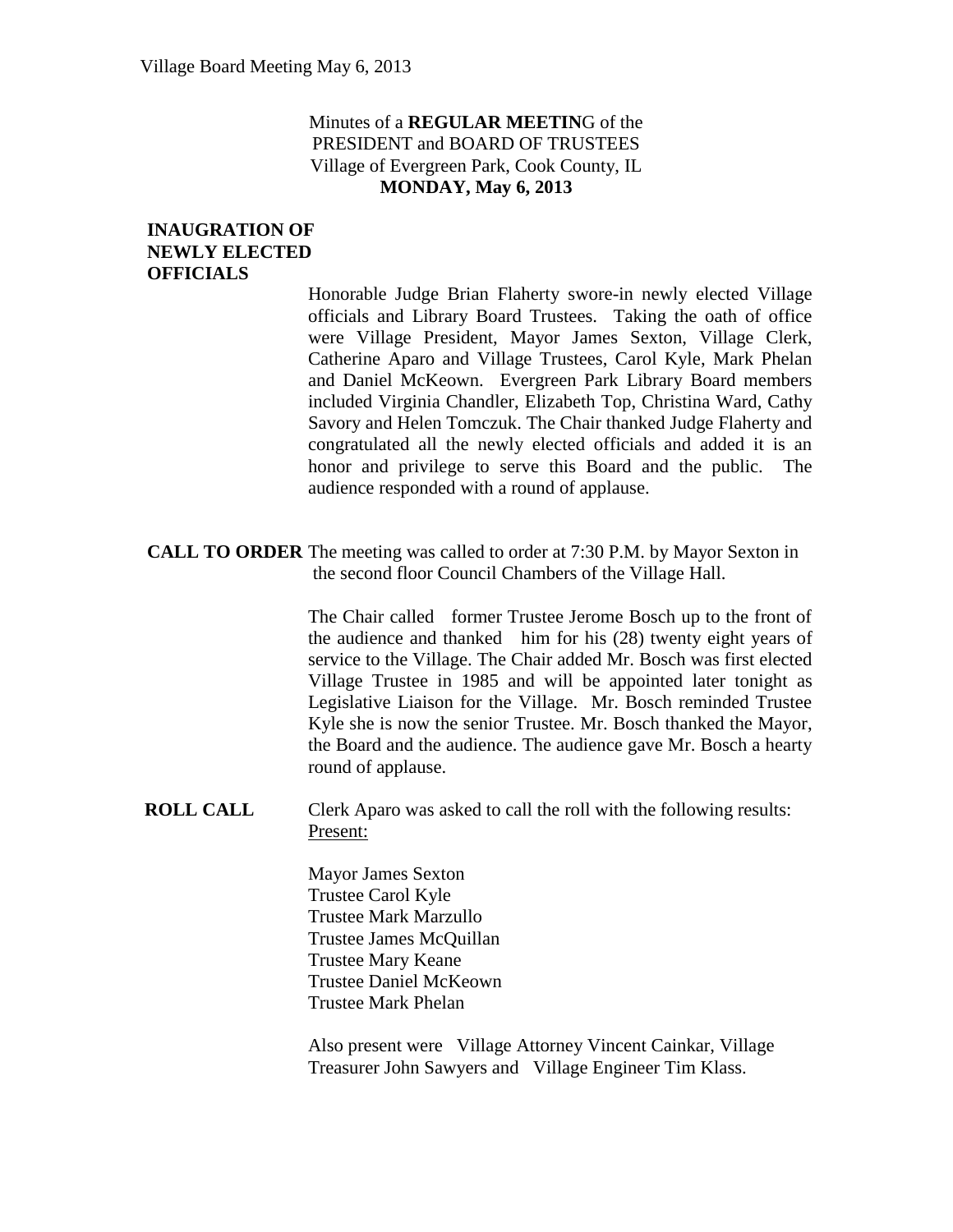Minutes of a **REGULAR MEETIN**G of the
PRESIDENT and BOARD OF TRUSTEES
Village of Evergreen Park, Cook County, IL
**MONDAY, May 6, 2013**

**INAUGRATION OF NEWLY ELECTED OFFICIALS**

Honorable Judge Brian Flaherty swore-in newly elected Village officials and Library Board Trustees. Taking the oath of office were Village President, Mayor James Sexton, Village Clerk, Catherine Aparo and Village Trustees, Carol Kyle, Mark Phelan and Daniel McKeown. Evergreen Park Library Board members included Virginia Chandler, Elizabeth Top, Christina Ward, Cathy Savory and Helen Tomczuk. The Chair thanked Judge Flaherty and congratulated all the newly elected officials and added it is an honor and privilege to serve this Board and the public. The audience responded with a round of applause.

**CALL TO ORDER** The meeting was called to order at 7:30 P.M. by Mayor Sexton in the second floor Council Chambers of the Village Hall.

The Chair called former Trustee Jerome Bosch up to the front of the audience and thanked him for his (28) twenty eight years of service to the Village. The Chair added Mr. Bosch was first elected Village Trustee in 1985 and will be appointed later tonight as Legislative Liaison for the Village. Mr. Bosch reminded Trustee Kyle she is now the senior Trustee. Mr. Bosch thanked the Mayor, the Board and the audience. The audience gave Mr. Bosch a hearty round of applause.

**ROLL CALL** Clerk Aparo was asked to call the roll with the following results:
Present:

Mayor James Sexton
Trustee Carol Kyle
Trustee Mark Marzullo
Trustee James McQuillan
Trustee Mary Keane
Trustee Daniel McKeown
Trustee Mark Phelan

Also present were Village Attorney Vincent Cainkar, Village Treasurer John Sawyers and Village Engineer Tim Klass.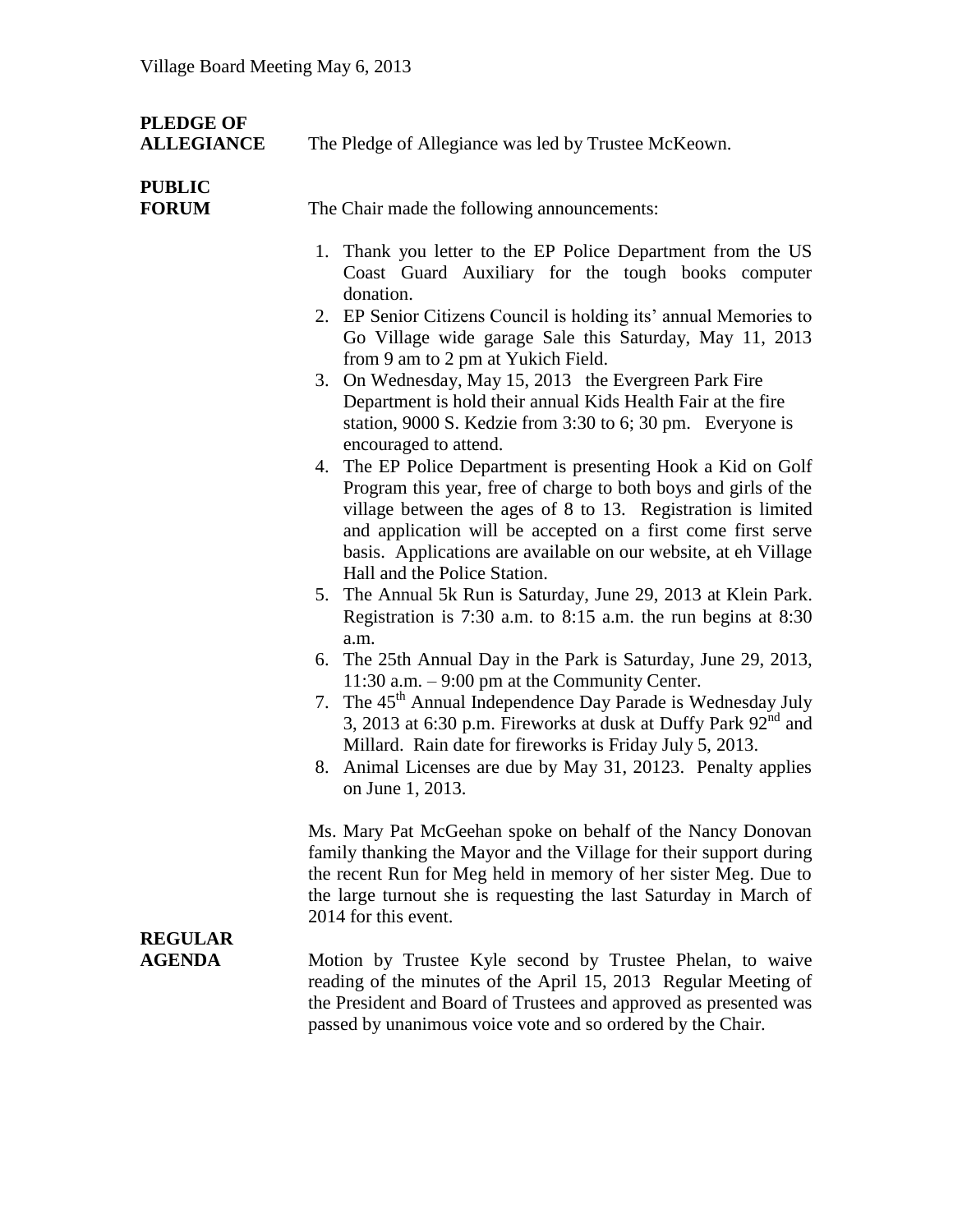**PLEDGE OF ALLEGIANCE** The Pledge of Allegiance was led by Trustee McKeown.

**PUBLIC FORUM** The Chair made the following announcements:

1. Thank you letter to the EP Police Department from the US Coast Guard Auxiliary for the tough books computer donation.
2. EP Senior Citizens Council is holding its' annual Memories to Go Village wide garage Sale this Saturday, May 11, 2013 from 9 am to 2 pm at Yukich Field.
3. On Wednesday, May 15, 2013 the Evergreen Park Fire Department is hold their annual Kids Health Fair at the fire station, 9000 S. Kedzie from 3:30 to 6; 30 pm. Everyone is encouraged to attend.
4. The EP Police Department is presenting Hook a Kid on Golf Program this year, free of charge to both boys and girls of the village between the ages of 8 to 13. Registration is limited and application will be accepted on a first come first serve basis. Applications are available on our website, at eh Village Hall and the Police Station.
5. The Annual 5k Run is Saturday, June 29, 2013 at Klein Park. Registration is 7:30 a.m. to 8:15 a.m. the run begins at 8:30 a.m.
6. The 25th Annual Day in the Park is Saturday, June 29, 2013, 11:30 a.m. – 9:00 pm at the Community Center.
7. The 45th Annual Independence Day Parade is Wednesday July 3, 2013 at 6:30 p.m. Fireworks at dusk at Duffy Park 92nd and Millard. Rain date for fireworks is Friday July 5, 2013.
8. Animal Licenses are due by May 31, 20123. Penalty applies on June 1, 2013.

Ms. Mary Pat McGeehan spoke on behalf of the Nancy Donovan family thanking the Mayor and the Village for their support during the recent Run for Meg held in memory of her sister Meg. Due to the large turnout she is requesting the last Saturday in March of 2014 for this event.

**REGULAR AGENDA** Motion by Trustee Kyle second by Trustee Phelan, to waive reading of the minutes of the April 15, 2013 Regular Meeting of the President and Board of Trustees and approved as presented was passed by unanimous voice vote and so ordered by the Chair.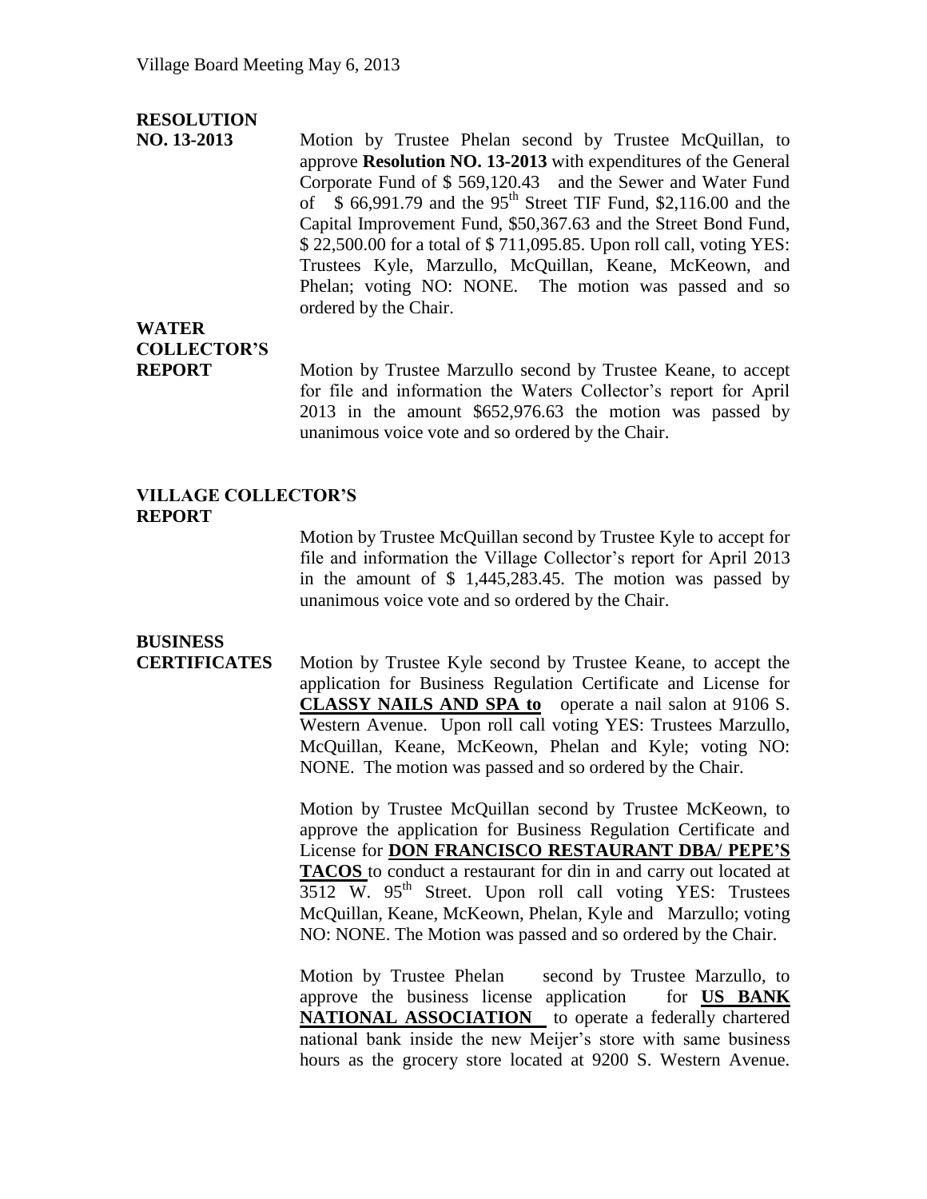**RESOLUTION NO. 13-2013**

Motion by Trustee Phelan second by Trustee McQuillan, to approve **Resolution NO. 13-2013** with expenditures of the General Corporate Fund of $ 569,120.43 and the Sewer and Water Fund of $ 66,991.79 and the 95th Street TIF Fund, $2,116.00 and the Capital Improvement Fund, $50,367.63 and the Street Bond Fund, $ 22,500.00 for a total of $ 711,095.85. Upon roll call, voting YES: Trustees Kyle, Marzullo, McQuillan, Keane, McKeown, and Phelan; voting NO: NONE. The motion was passed and so ordered by the Chair.

**WATER COLLECTOR'S REPORT**

Motion by Trustee Marzullo second by Trustee Keane, to accept for file and information the Waters Collector's report for April 2013 in the amount $652,976.63 the motion was passed by unanimous voice vote and so ordered by the Chair.

**VILLAGE COLLECTOR'S REPORT**

Motion by Trustee McQuillan second by Trustee Kyle to accept for file and information the Village Collector's report for April 2013 in the amount of $ 1,445,283.45. The motion was passed by unanimous voice vote and so ordered by the Chair.

**BUSINESS CERTIFICATES**

Motion by Trustee Kyle second by Trustee Keane, to accept the application for Business Regulation Certificate and License for **CLASSY NAILS AND SPA to** operate a nail salon at 9106 S. Western Avenue. Upon roll call voting YES: Trustees Marzullo, McQuillan, Keane, McKeown, Phelan and Kyle; voting NO: NONE. The motion was passed and so ordered by the Chair.

Motion by Trustee McQuillan second by Trustee McKeown, to approve the application for Business Regulation Certificate and License for **DON FRANCISCO RESTAURANT DBA/ PEPE'S TACOS** to conduct a restaurant for din in and carry out located at 3512 W. 95th Street. Upon roll call voting YES: Trustees McQuillan, Keane, McKeown, Phelan, Kyle and Marzullo; voting NO: NONE. The Motion was passed and so ordered by the Chair.

Motion by Trustee Phelan second by Trustee Marzullo, to approve the business license application for **US BANK NATIONAL ASSOCIATION** to operate a federally chartered national bank inside the new Meijer's store with same business hours as the grocery store located at 9200 S. Western Avenue.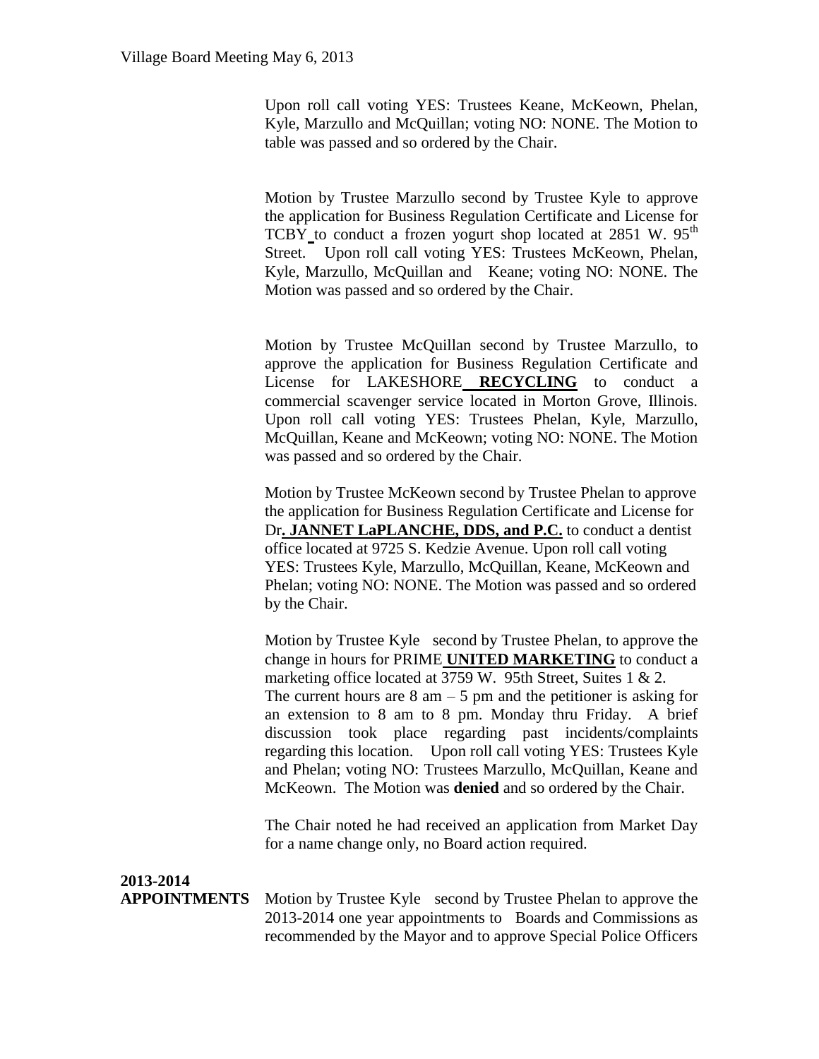Upon roll call voting YES: Trustees Keane, McKeown, Phelan, Kyle, Marzullo and McQuillan; voting NO: NONE. The Motion to table was passed and so ordered by the Chair.

Motion by Trustee Marzullo second by Trustee Kyle to approve the application for Business Regulation Certificate and License for TCBY to conduct a frozen yogurt shop located at 2851 W. 95th Street. Upon roll call voting YES: Trustees McKeown, Phelan, Kyle, Marzullo, McQuillan and Keane; voting NO: NONE. The Motion was passed and so ordered by the Chair.

Motion by Trustee McQuillan second by Trustee Marzullo, to approve the application for Business Regulation Certificate and License for LAKESHORE **RECYCLING** to conduct a commercial scavenger service located in Morton Grove, Illinois. Upon roll call voting YES: Trustees Phelan, Kyle, Marzullo, McQuillan, Keane and McKeown; voting NO: NONE. The Motion was passed and so ordered by the Chair.

Motion by Trustee McKeown second by Trustee Phelan to approve the application for Business Regulation Certificate and License for Dr**. JANNET LaPLANCHE, DDS, and P.C.** to conduct a dentist office located at 9725 S. Kedzie Avenue. Upon roll call voting YES: Trustees Kyle, Marzullo, McQuillan, Keane, McKeown and Phelan; voting NO: NONE. The Motion was passed and so ordered by the Chair.

Motion by Trustee Kyle second by Trustee Phelan, to approve the change in hours for PRIME **UNITED MARKETING** to conduct a marketing office located at 3759 W. 95th Street, Suites 1 & 2. The current hours are 8 am – 5 pm and the petitioner is asking for an extension to 8 am to 8 pm. Monday thru Friday. A brief discussion took place regarding past incidents/complaints regarding this location. Upon roll call voting YES: Trustees Kyle and Phelan; voting NO: Trustees Marzullo, McQuillan, Keane and McKeown. The Motion was **denied** and so ordered by the Chair.

The Chair noted he had received an application from Market Day for a name change only, no Board action required.

**2013-2014 APPOINTMENTS**

Motion by Trustee Kyle second by Trustee Phelan to approve the 2013-2014 one year appointments to Boards and Commissions as recommended by the Mayor and to approve Special Police Officers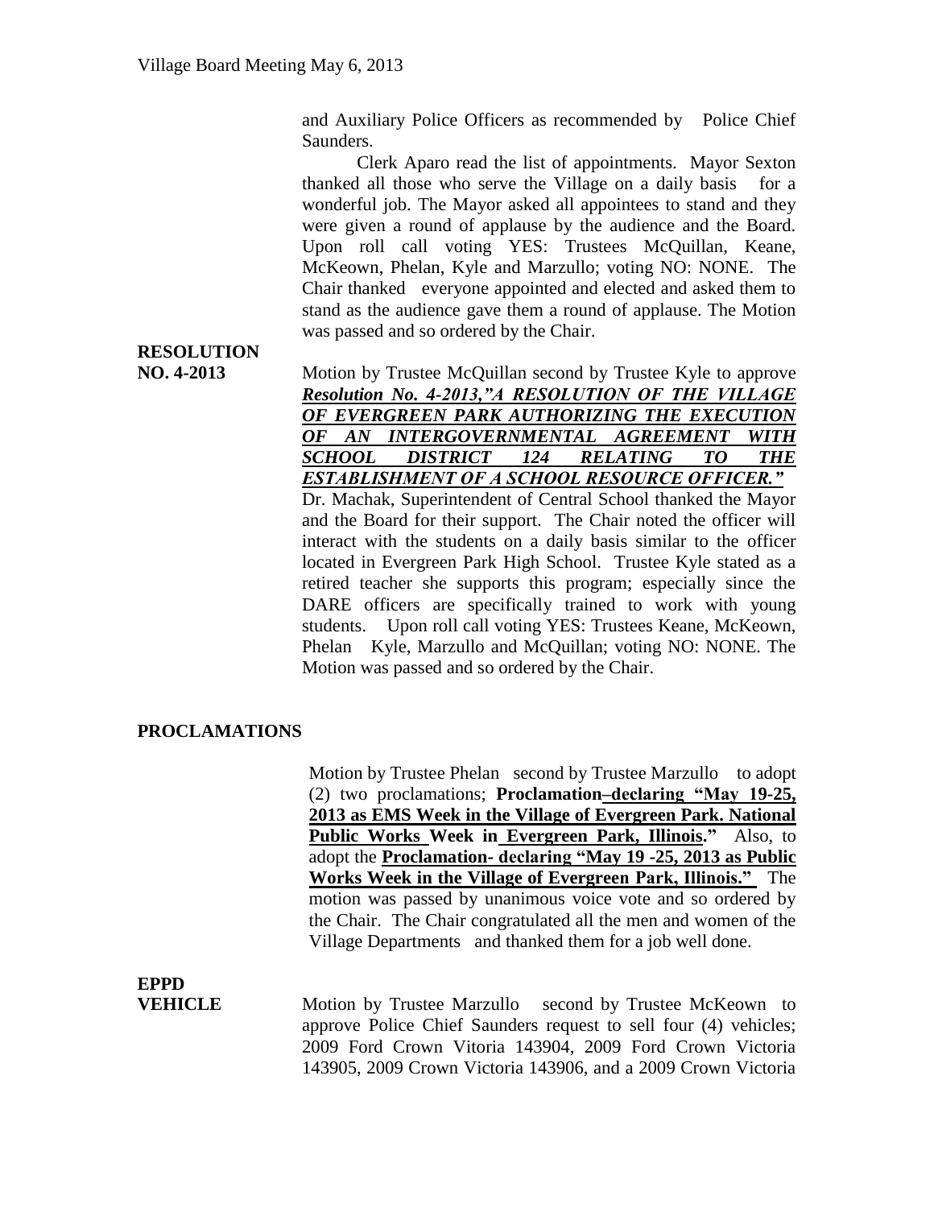and Auxiliary Police Officers as recommended by Police Chief Saunders.

Clerk Aparo read the list of appointments. Mayor Sexton thanked all those who serve the Village on a daily basis for a wonderful job. The Mayor asked all appointees to stand and they were given a round of applause by the audience and the Board. Upon roll call voting YES: Trustees McQuillan, Keane, McKeown, Phelan, Kyle and Marzullo; voting NO: NONE. The Chair thanked everyone appointed and elected and asked them to stand as the audience gave them a round of applause. The Motion was passed and so ordered by the Chair.

**RESOLUTION NO. 4-2013**

Motion by Trustee McQuillan second by Trustee Kyle to approve ***Resolution No. 4-2013,"A RESOLUTION OF THE VILLAGE OF EVERGREEN PARK AUTHORIZING THE EXECUTION OF AN INTERGOVERNMENTAL AGREEMENT WITH SCHOOL DISTRICT 124 RELATING TO THE ESTABLISHMENT OF A SCHOOL RESOURCE OFFICER."***

Dr. Machak, Superintendent of Central School thanked the Mayor and the Board for their support. The Chair noted the officer will interact with the students on a daily basis similar to the officer located in Evergreen Park High School. Trustee Kyle stated as a retired teacher she supports this program; especially since the DARE officers are specifically trained to work with young students. Upon roll call voting YES: Trustees Keane, McKeown, Phelan Kyle, Marzullo and McQuillan; voting NO: NONE. The Motion was passed and so ordered by the Chair.

**PROCLAMATIONS**

Motion by Trustee Phelan second by Trustee Marzullo to adopt (2) two proclamations; **Proclamation–declaring "May 19-25, 2013 as EMS Week in the Village of Evergreen Park. National Public Works Week in Evergreen Park, Illinois."** Also, to adopt the **Proclamation- declaring "May 19 -25, 2013 as Public Works Week in the Village of Evergreen Park, Illinois."** The motion was passed by unanimous voice vote and so ordered by the Chair. The Chair congratulated all the men and women of the Village Departments and thanked them for a job well done.

**EPPD VEHICLE**

Motion by Trustee Marzullo second by Trustee McKeown to approve Police Chief Saunders request to sell four (4) vehicles; 2009 Ford Crown Vitoria 143904, 2009 Ford Crown Victoria 143905, 2009 Crown Victoria 143906, and a 2009 Crown Victoria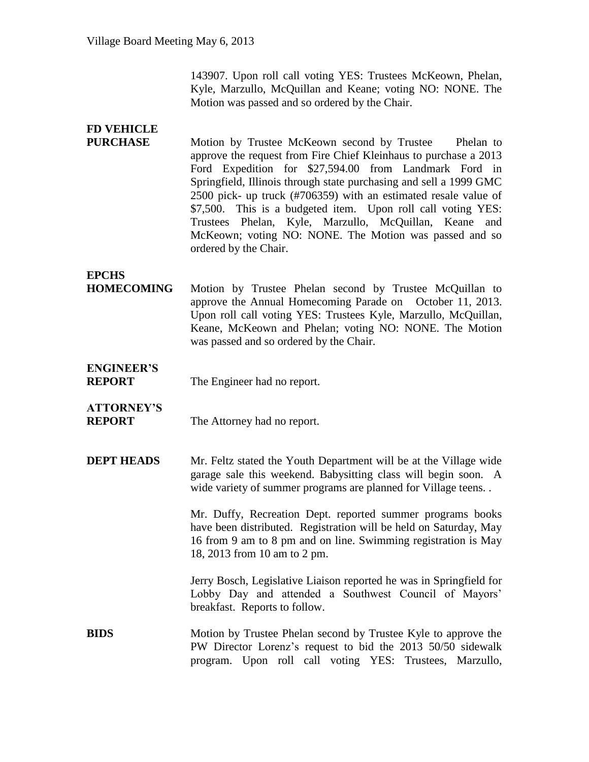143907. Upon roll call voting YES: Trustees McKeown, Phelan, Kyle, Marzullo, McQuillan and Keane; voting NO: NONE. The Motion was passed and so ordered by the Chair.

**FD VEHICLE PURCHASE**

Motion by Trustee McKeown second by Trustee Phelan to approve the request from Fire Chief Kleinhaus to purchase a 2013 Ford Expedition for $27,594.00 from Landmark Ford in Springfield, Illinois through state purchasing and sell a 1999 GMC 2500 pick- up truck (#706359) with an estimated resale value of $7,500. This is a budgeted item. Upon roll call voting YES: Trustees Phelan, Kyle, Marzullo, McQuillan, Keane and McKeown; voting NO: NONE. The Motion was passed and so ordered by the Chair.

**EPCHS HOMECOMING**

Motion by Trustee Phelan second by Trustee McQuillan to approve the Annual Homecoming Parade on October 11, 2013. Upon roll call voting YES: Trustees Kyle, Marzullo, McQuillan, Keane, McKeown and Phelan; voting NO: NONE. The Motion was passed and so ordered by the Chair.

**ENGINEER'S REPORT**

The Engineer had no report.

**ATTORNEY'S REPORT**

The Attorney had no report.

**DEPT HEADS**

Mr. Feltz stated the Youth Department will be at the Village wide garage sale this weekend. Babysitting class will begin soon. A wide variety of summer programs are planned for Village teens. .

Mr. Duffy, Recreation Dept. reported summer programs books have been distributed. Registration will be held on Saturday, May 16 from 9 am to 8 pm and on line. Swimming registration is May 18, 2013 from 10 am to 2 pm.

Jerry Bosch, Legislative Liaison reported he was in Springfield for Lobby Day and attended a Southwest Council of Mayors' breakfast. Reports to follow.

**BIDS**

Motion by Trustee Phelan second by Trustee Kyle to approve the PW Director Lorenz's request to bid the 2013 50/50 sidewalk program. Upon roll call voting YES: Trustees, Marzullo,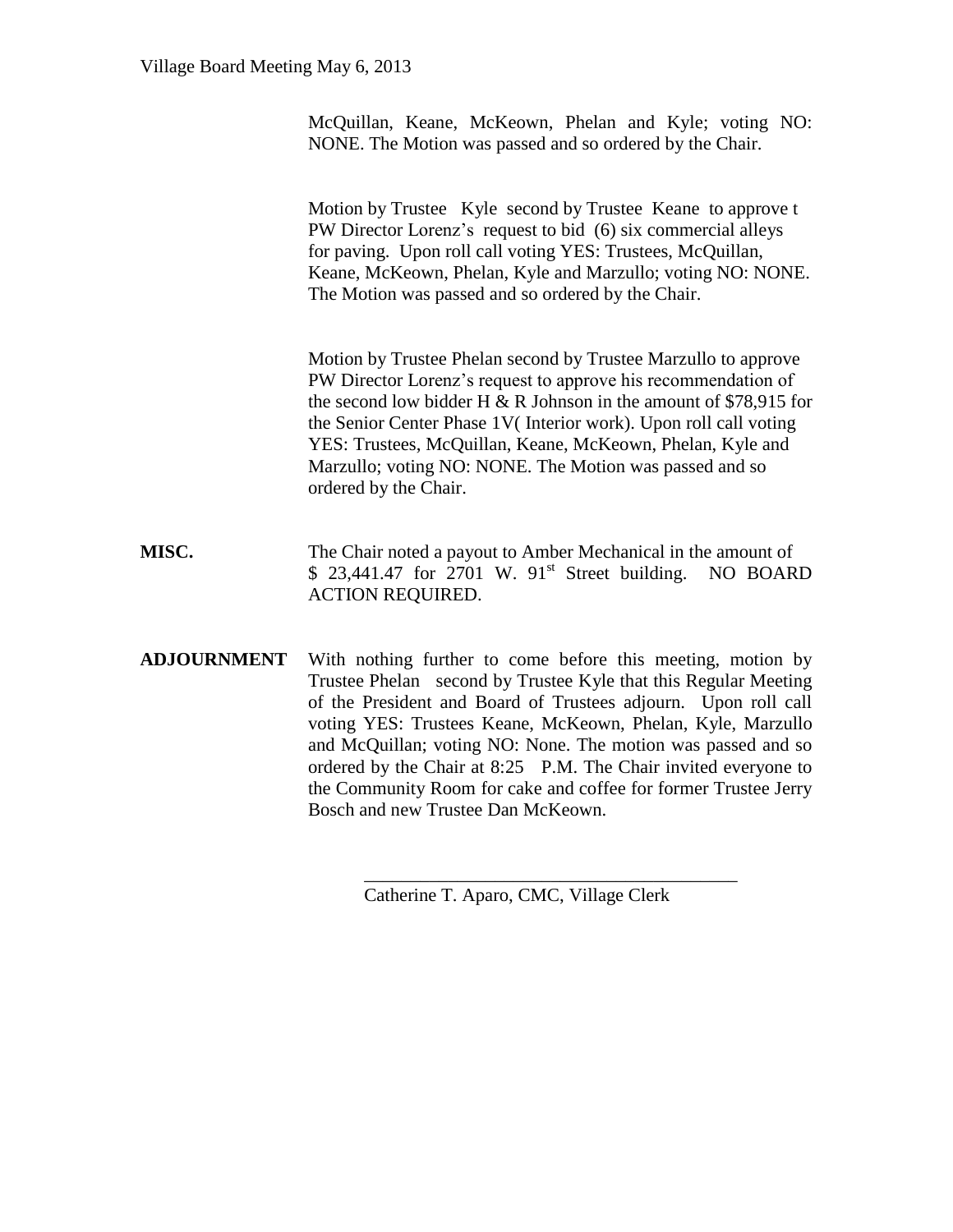McQuillan, Keane, McKeown, Phelan and Kyle; voting NO: NONE. The Motion was passed and so ordered by the Chair.

Motion by Trustee Kyle second by Trustee Keane to approve t PW Director Lorenz's request to bid (6) six commercial alleys for paving. Upon roll call voting YES: Trustees, McQuillan, Keane, McKeown, Phelan, Kyle and Marzullo; voting NO: NONE. The Motion was passed and so ordered by the Chair.

Motion by Trustee Phelan second by Trustee Marzullo to approve PW Director Lorenz's request to approve his recommendation of the second low bidder H & R Johnson in the amount of $78,915 for the Senior Center Phase 1V( Interior work). Upon roll call voting YES: Trustees, McQuillan, Keane, McKeown, Phelan, Kyle and Marzullo; voting NO: NONE. The Motion was passed and so ordered by the Chair.

**MISC.** The Chair noted a payout to Amber Mechanical in the amount of $ 23,441.47 for 2701 W. 91st Street building. NO BOARD ACTION REQUIRED.

**ADJOURNMENT** With nothing further to come before this meeting, motion by Trustee Phelan second by Trustee Kyle that this Regular Meeting of the President and Board of Trustees adjourn. Upon roll call voting YES: Trustees Keane, McKeown, Phelan, Kyle, Marzullo and McQuillan; voting NO: None. The motion was passed and so ordered by the Chair at 8:25 P.M. The Chair invited everyone to the Community Room for cake and coffee for former Trustee Jerry Bosch and new Trustee Dan McKeown.

\_\_\_\_\_\_\_\_\_\_\_\_\_\_\_\_\_\_\_\_\_\_\_\_\_\_\_\_\_\_\_\_\_\_\_\_\_\_\_\_

Catherine T. Aparo, CMC, Village Clerk